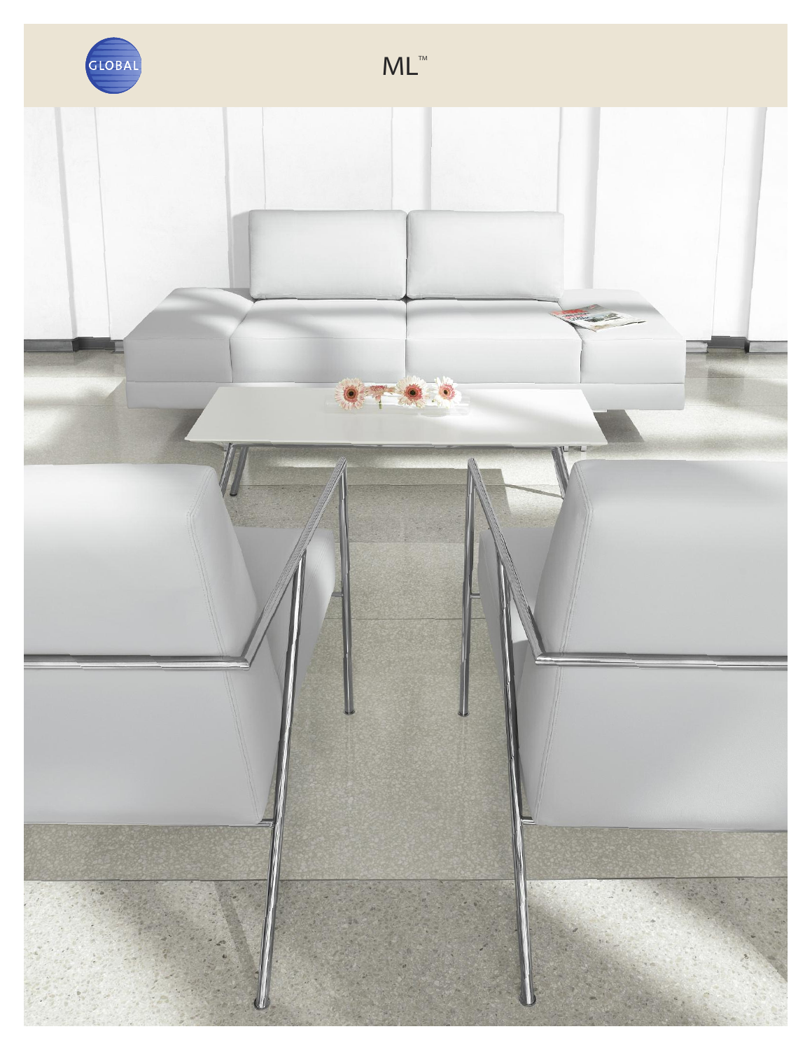GLOBAL

# ML™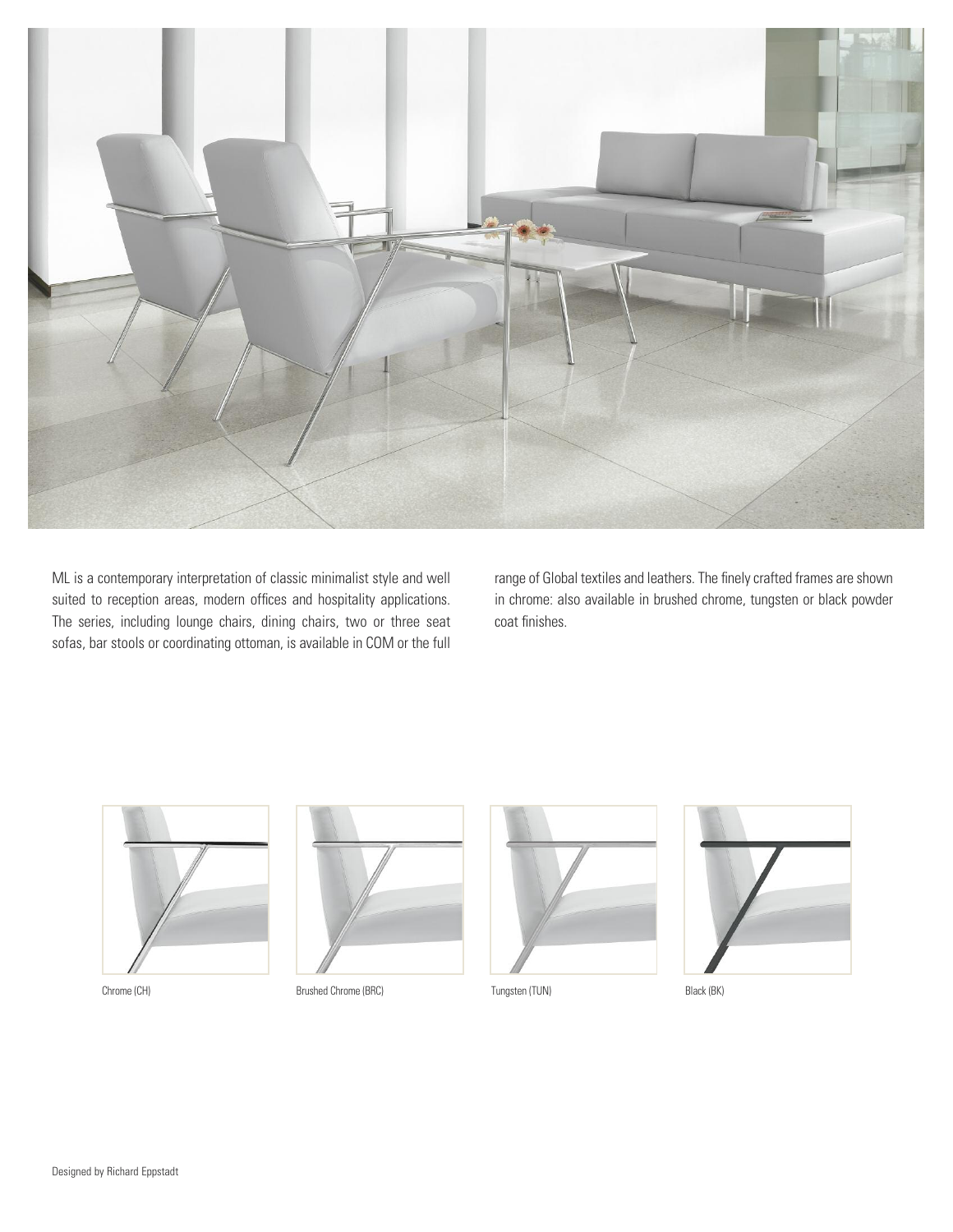ML is a contemporary interpretation of classic minimalist style and well suited to reception areas, modern offices and hospitality applications. The series, including lounge chairs, dining chairs, two or three seat sofas, bar stools or coordinating ottoman, is available in COM or the full range of Global textiles and leathers. The finely crafted frames are shown in chrome: also available in brushed chrome, tungsten or black powder coat finishes.

Chrome (CH)

Brushed Chrome (BRC)

Tungsten (TUN)

Black (BK)

Designed by Richard Eppstadt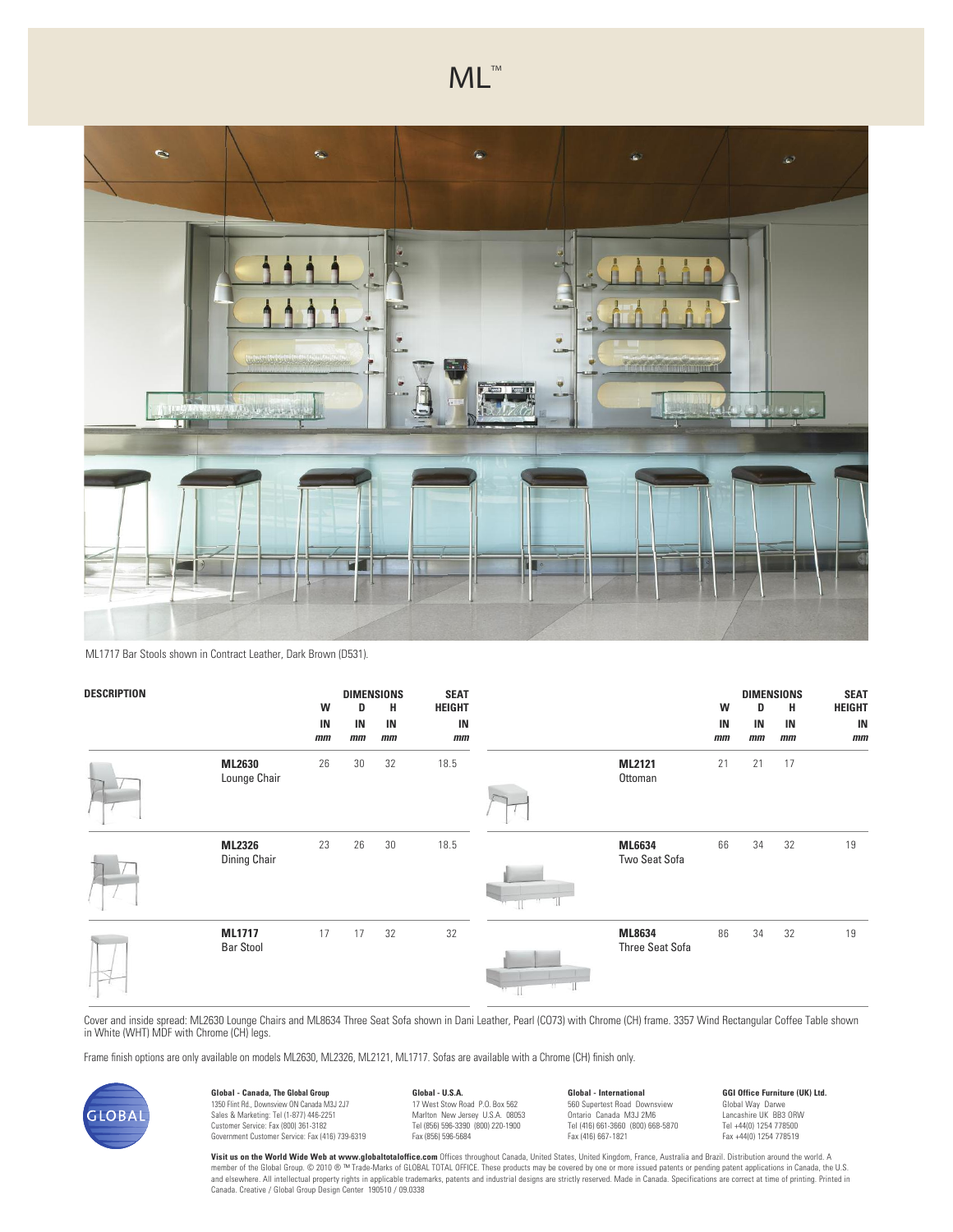# ML™

ML1717 Bar Stools shown in Contract Leather, Dark Brown (D531).

| DESCRIPTION | W IN mm | D IN mm | H IN mm | SEAT HEIGHT IN mm |
| --- | --- | --- | --- | --- |
| **ML2630** Lounge Chair | 26 | 30 | 32 | 18.5 |
| **ML2326** Dining Chair | 23 | 26 | 30 | 18.5 |
| **ML1717** Bar Stool | 17 | 17 | 32 | 32 |
| **ML2121** Ottoman | 21 | 21 | 17 | |
| **ML6634** Two Seat Sofa | 66 | 34 | 32 | 19 |
| **ML8634** Three Seat Sofa | 86 | 34 | 32 | 19 |

Cover and inside spread: ML2630 Lounge Chairs and ML8634 Three Seat Sofa shown in Dani Leather, Pearl (CO73) with Chrome (CH) frame. 3357 Wind Rectangular Coffee Table shown in White (WHT) MDF with Chrome (CH) legs.

Frame finish options are only available on models ML2630, ML2326, ML2121, ML1717. Sofas are available with a Chrome (CH) finish only.

GLOBAL

**Global - Canada, The Global Group**
1350 Flint Rd., Downsview ON Canada M3J 2J7
Sales & Marketing: Tel (1-877) 446-2251
Customer Service: Fax (800) 361-3182
Government Customer Service: Fax (416) 739-6319

**Global - U.S.A.**
17 West Stow Road P.O. Box 562
Marlton New Jersey U.S.A. 08053
Tel (856) 596-3390 (800) 220-1900
Fax (856) 596-5684

**Global - International**
560 Supertest Road Downsview
Ontario Canada M3J 2M6
Tel (416) 661-3660 (800) 668-5870
Fax (416) 667-1821

**GGI Office Furniture (UK) Ltd.**
Global Way Darwe
Lancashire UK BB3 0RW
Tel +44(0) 1254 778500
Fax +44(0) 1254 778519

**Visit us on the World Wide Web at www.globaltotaloffice.com** Offices throughout Canada, United States, United Kingdom, France, Australia and Brazil. Distribution around the world. A member of the Global Group. © 2010 ® ™ Trade-Marks of GLOBAL TOTAL OFFICE. These products may be covered by one or more issued patents or pending patent applications in Canada, the U.S. and elsewhere. All intellectual property rights in applicable trademarks, patents and industrial designs are strictly reserved. Made in Canada. Specifications are correct at time of printing. Printed in Canada. Creative / Global Group Design Center 190510 / 09.0338